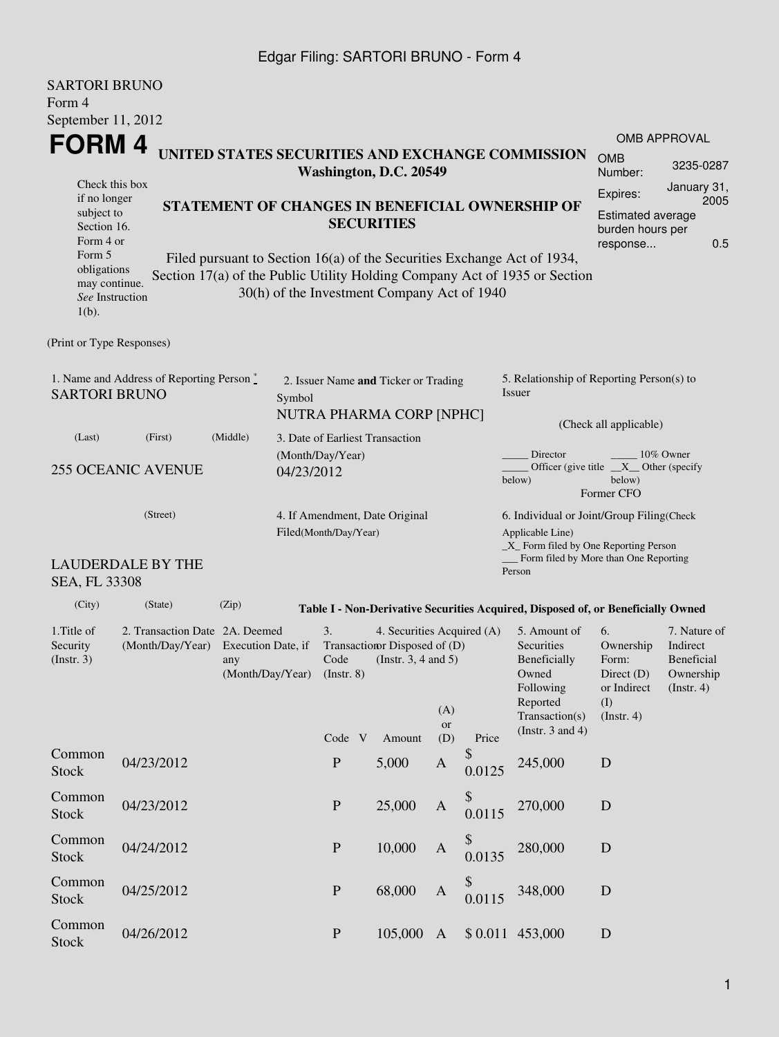Edgar Filing: SARTORI BRUNO - Form 4

SARTORI BRUNO
Form 4
September 11, 2012

# FORM 4

Check this box if no longer subject to Section 16. Form 4 or Form 5 obligations may continue. *See* Instruction 1(b).

## UNITED STATES SECURITIES AND EXCHANGE COMMISSION
**Washington, D.C. 20549**

## STATEMENT OF CHANGES IN BENEFICIAL OWNERSHIP OF SECURITIES

Filed pursuant to Section 16(a) of the Securities Exchange Act of 1934, Section 17(a) of the Public Utility Holding Company Act of 1935 or Section 30(h) of the Investment Company Act of 1940

OMB APPROVAL

| | |
|---|---|
| OMB Number: | 3235-0287 |
| Expires: | January 31, 2005 |
| Estimated average burden hours per response... | 0.5 |

(Print or Type Responses)

1. Name and Address of Reporting Person *
SARTORI BRUNO

(Last) (First) (Middle)

255 OCEANIC AVENUE

(Street)

LAUDERDALE BY THE SEA, FL 33308

(City) (State) (Zip)

2. Issuer Name **and** Ticker or Trading Symbol
NUTRA PHARMA CORP [NPHC]

3. Date of Earliest Transaction (Month/Day/Year)
04/23/2012

4. If Amendment, Date Original Filed(Month/Day/Year)

5. Relationship of Reporting Person(s) to Issuer

(Check all applicable)

_____ Director _____ 10% Owner
_____ Officer (give title below) __X__ Other (specify below)
Former CFO

6. Individual or Joint/Group Filing(Check Applicable Line)
_X_ Form filed by One Reporting Person
___ Form filed by More than One Reporting Person

**Table I - Non-Derivative Securities Acquired, Disposed of, or Beneficially Owned**

| 1.Title of Security (Instr. 3) | 2. Transaction Date (Month/Day/Year) | 2A. Deemed Execution Date, if any (Month/Day/Year) | 3. Transaction Code (Instr. 8) | | 4. Securities Acquired (A) or Disposed of (D) (Instr. 3, 4 and 5) | | | 5. Amount of Securities Beneficially Owned Following Reported Transaction(s) (Instr. 3 and 4) | 6. Ownership Form: Direct (D) or Indirect (I) (Instr. 4) | 7. Nature of Indirect Beneficial Ownership (Instr. 4) |
|---|---|---|---|---|---|---|---|---|---|---|
| | | | Code | V | Amount | (A) or (D) | Price | | | |
| Common Stock | 04/23/2012 | | P | | 5,000 | A | $ 0.0125 | 245,000 | D | |
| Common Stock | 04/23/2012 | | P | | 25,000 | A | $ 0.0115 | 270,000 | D | |
| Common Stock | 04/24/2012 | | P | | 10,000 | A | $ 0.0135 | 280,000 | D | |
| Common Stock | 04/25/2012 | | P | | 68,000 | A | $ 0.0115 | 348,000 | D | |
| Common Stock | 04/26/2012 | | P | | 105,000 | A | $ 0.011 | 453,000 | D | |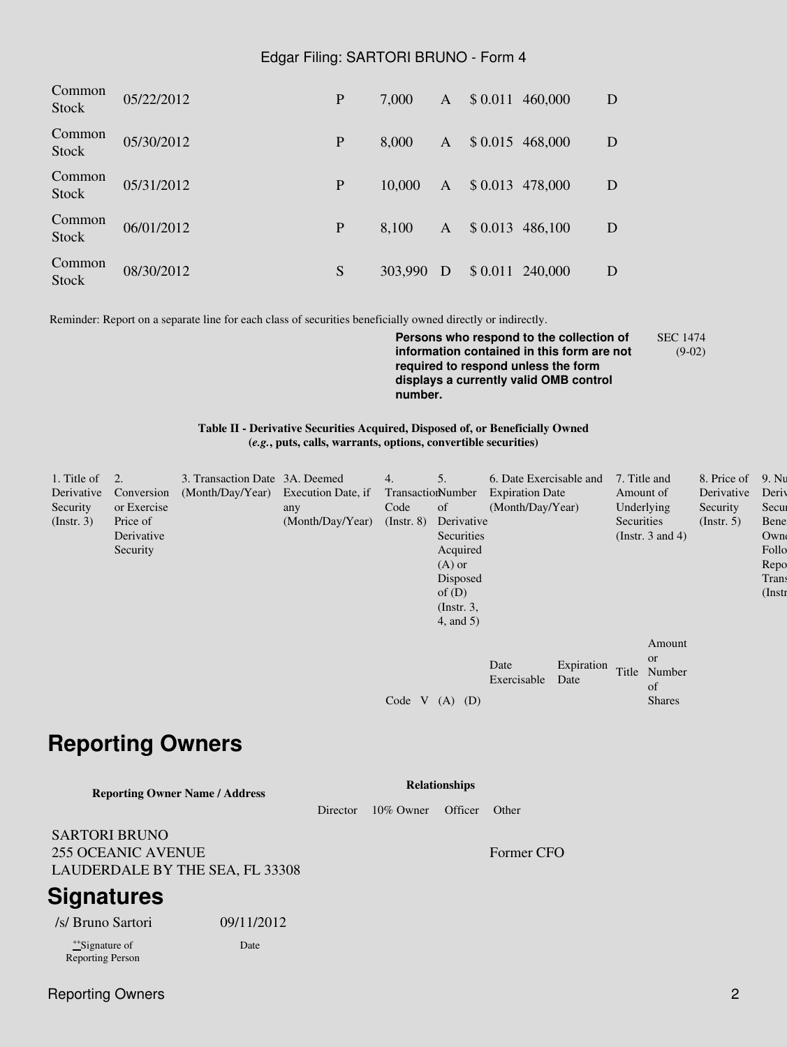| Common Stock | 05/22/2012 | | P | | 7,000 | A | $ 0.011 | 460,000 | D | |
|---|---|---|---|---|---|---|---|---|---|---|
| Common Stock | 05/30/2012 | | P | | 8,000 | A | $ 0.015 | 468,000 | D | |
| Common Stock | 05/31/2012 | | P | | 10,000 | A | $ 0.013 | 478,000 | D | |
| Common Stock | 06/01/2012 | | P | | 8,100 | A | $ 0.013 | 486,100 | D | |
| Common Stock | 08/30/2012 | | S | | 303,990 | D | $ 0.011 | 240,000 | D | |

Reminder: Report on a separate line for each class of securities beneficially owned directly or indirectly.

**Persons who respond to the collection of information contained in this form are not required to respond unless the form displays a currently valid OMB control number.**

SEC 1474 (9-02)

**Table II - Derivative Securities Acquired, Disposed of, or Beneficially Owned**
**(*e.g.*, puts, calls, warrants, options, convertible securities)**

| 1. Title of Derivative Security (Instr. 3) | 2. Conversion or Exercise Price of Derivative Security | 3. Transaction Date (Month/Day/Year) | 3A. Deemed Execution Date, if any (Month/Day/Year) | 4. Transaction Code (Instr. 8) | | 5. Number of Derivative Securities Acquired (A) or Disposed of (D) (Instr. 3, 4, and 5) | | 6. Date Exercisable and Expiration Date (Month/Day/Year) | | 7. Title and Amount of Underlying Securities (Instr. 3 and 4) | | 8. Price of Derivative Security (Instr. 5) | 9. Nu Deriv Secur Bene Owne Follo Repo Trans (Instr |
|---|---|---|---|---|---|---|---|---|---|---|---|---|---|
| | | | | Code | V | (A) | (D) | Date Exercisable | Expiration Date | Title | Amount or Number of Shares | | |

## Reporting Owners

| Reporting Owner Name / Address | Relationships | | | |
|---|---|---|---|---|
| | Director | 10% Owner | Officer | Other |
| SARTORI BRUNO<br>255 OCEANIC AVENUE<br>LAUDERDALE BY THE SEA, FL 33308 | | | | Former CFO |

## Signatures

| /s/ Bruno Sartori | 09/11/2012 |
|---|---|
| **Signature of Reporting Person | Date |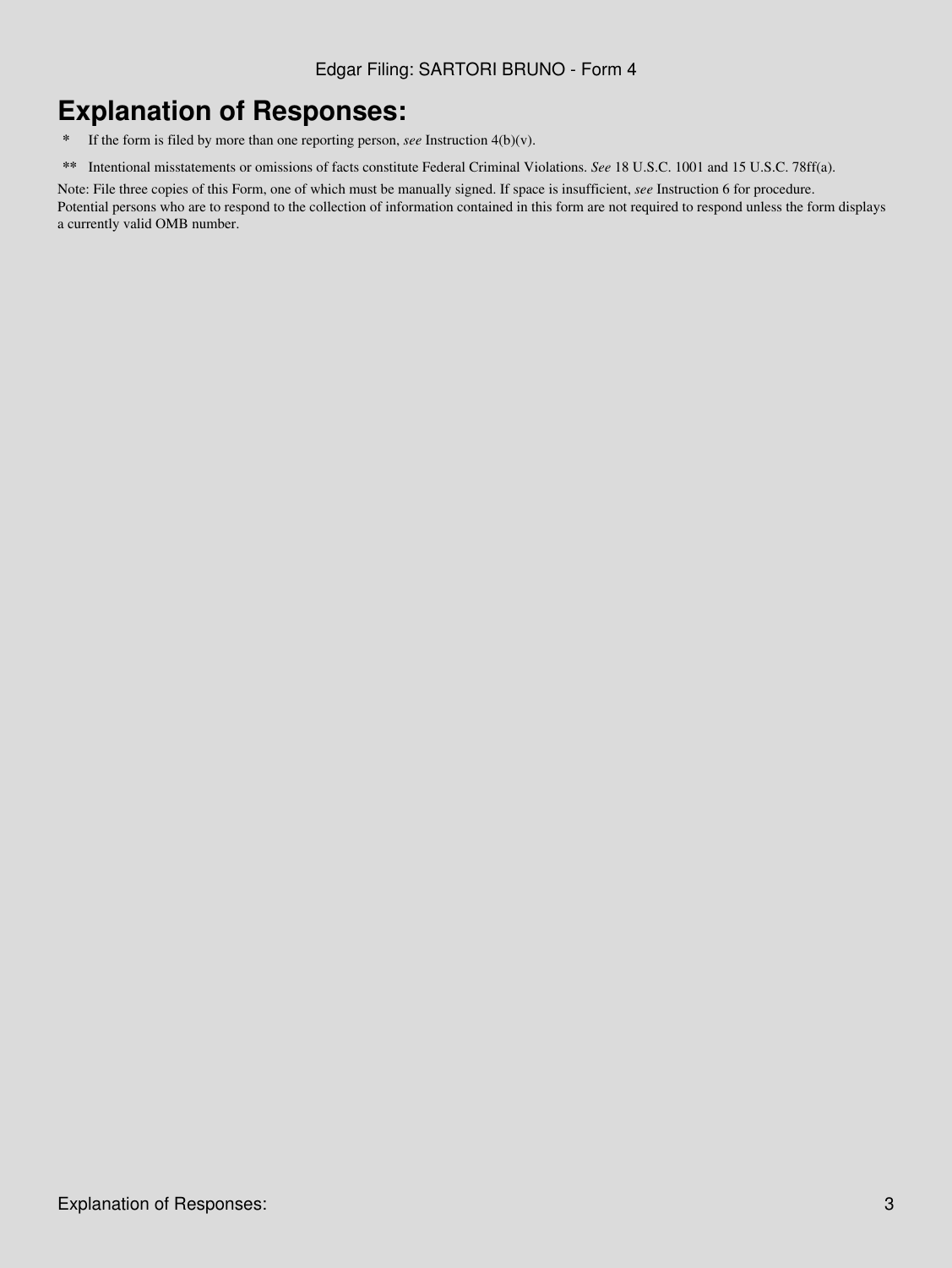# Explanation of Responses:

\* If the form is filed by more than one reporting person, *see* Instruction 4(b)(v).

\*\* Intentional misstatements or omissions of facts constitute Federal Criminal Violations. *See* 18 U.S.C. 1001 and 15 U.S.C. 78ff(a).

Note: File three copies of this Form, one of which must be manually signed. If space is insufficient, *see* Instruction 6 for procedure.

Potential persons who are to respond to the collection of information contained in this form are not required to respond unless the form displays a currently valid OMB number.